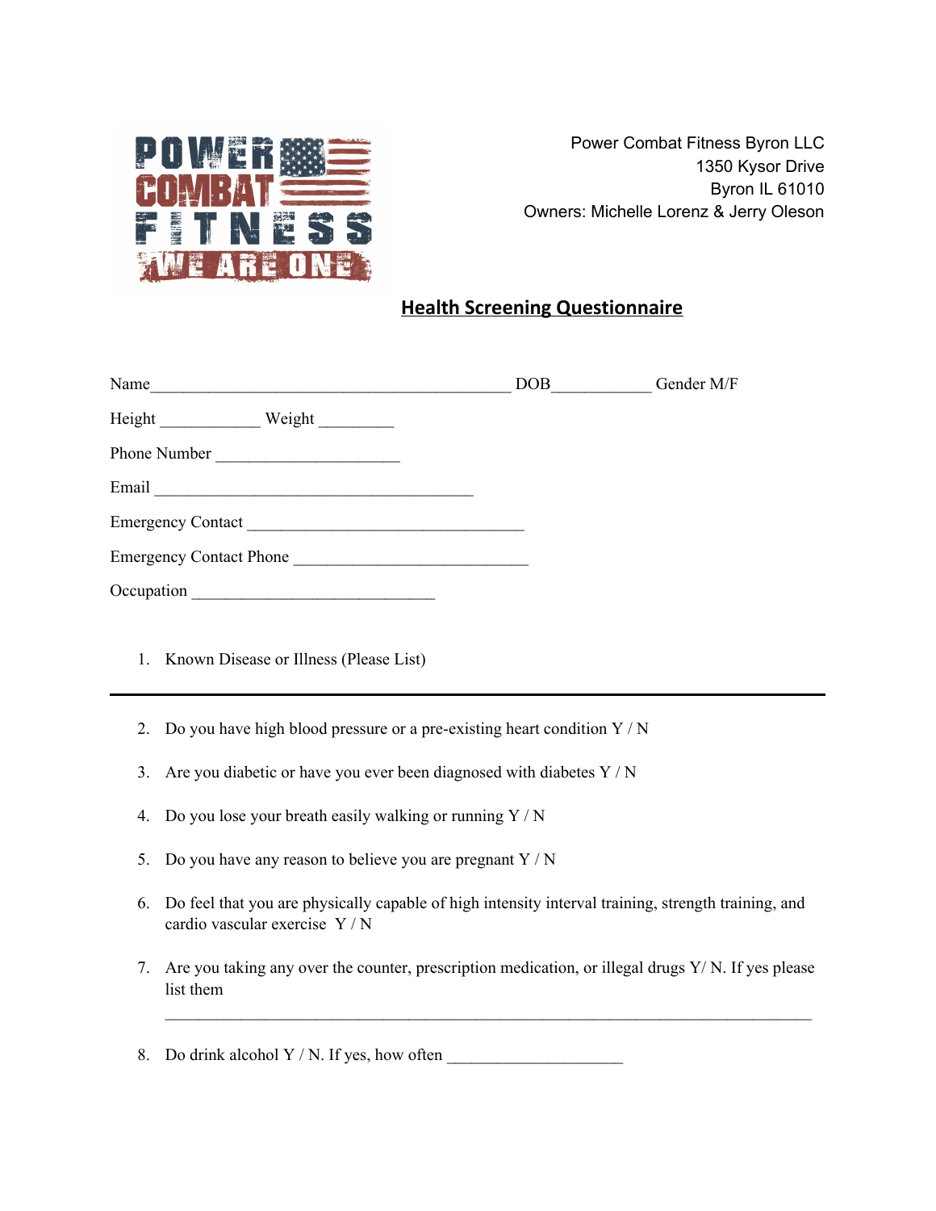POWER COMBAT FITNESS WE ARE ONE

Power Combat Fitness Byron LLC
1350 Kysor Drive
Byron IL 61010
Owners: Michelle Lorenz & Jerry Oleson

## Health Screening Questionnaire

Name___________________________________________ DOB___________ Gender M/F

Height ____________ Weight _________

Phone Number ______________________

Email ______________________________________

Emergency Contact _________________________________

Emergency Contact Phone ____________________________

Occupation _____________________________

1. Known Disease or Illness (Please List)

---

2. Do you have high blood pressure or a pre-existing heart condition Y / N
3. Are you diabetic or have you ever been diagnosed with diabetes Y / N
4. Do you lose your breath easily walking or running Y / N
5. Do you have any reason to believe you are pregnant Y / N
6. Do feel that you are physically capable of high intensity interval training, strength training, and cardio vascular exercise Y / N
7. Are you taking any over the counter, prescription medication, or illegal drugs Y/ N. If yes please list them

   ______________________________________________________________________________

8. Do drink alcohol Y / N. If yes, how often _____________________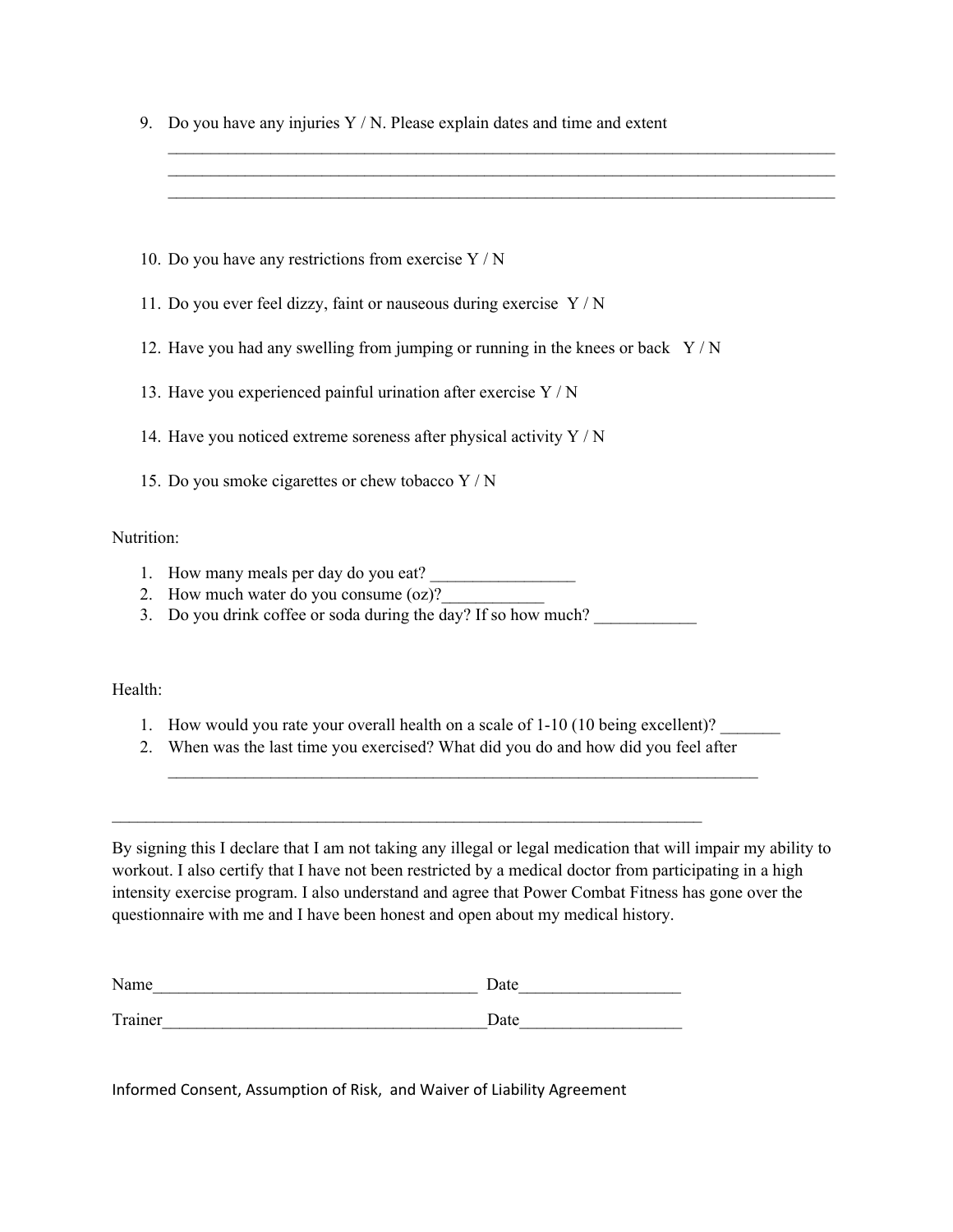9. Do you have any injuries Y / N. Please explain dates and time and extent

   ________________________________________________________________________________
   ________________________________________________________________________________
   ________________________________________________________________________________

10. Do you have any restrictions from exercise Y / N

11. Do you ever feel dizzy, faint or nauseous during exercise Y / N

12. Have you had any swelling from jumping or running in the knees or back Y / N

13. Have you experienced painful urination after exercise Y / N

14. Have you noticed extreme soreness after physical activity Y / N

15. Do you smoke cigarettes or chew tobacco Y / N

Nutrition:

1. How many meals per day do you eat? _________________
2. How much water do you consume (oz)?____________
3. Do you drink coffee or soda during the day? If so how much? ____________

Health:

1. How would you rate your overall health on a scale of 1-10 (10 being excellent)? _______
2. When was the last time you exercised? What did you do and how did you feel after

   ________________________________________________________________________

________________________________________________________________________

By signing this I declare that I am not taking any illegal or legal medication that will impair my ability to workout. I also certify that I have not been restricted by a medical doctor from participating in a high intensity exercise program. I also understand and agree that Power Combat Fitness has gone over the questionnaire with me and I have been honest and open about my medical history.

Name______________________________________ Date__________________

Trainer______________________________________Date__________________

Informed Consent, Assumption of Risk, and Waiver of Liability Agreement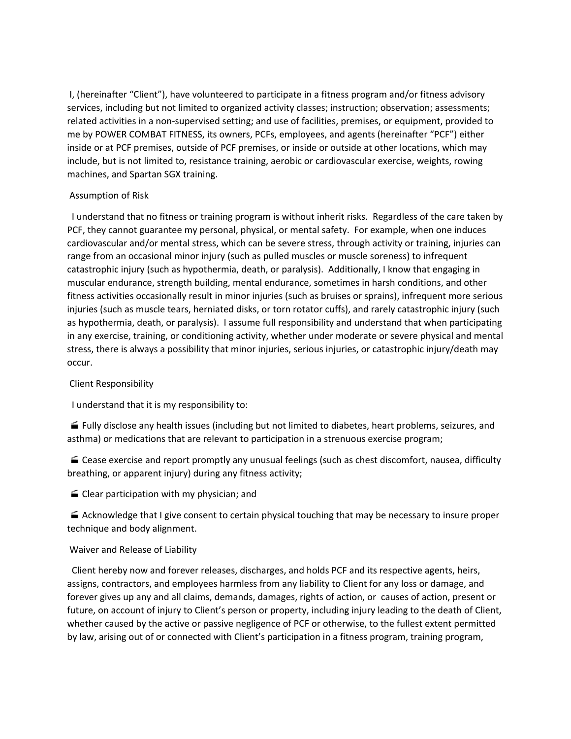I, (hereinafter "Client"), have volunteered to participate in a fitness program and/or fitness advisory services, including but not limited to organized activity classes; instruction; observation; assessments; related activities in a non-supervised setting; and use of facilities, premises, or equipment, provided to me by POWER COMBAT FITNESS, its owners, PCFs, employees, and agents (hereinafter "PCF") either inside or at PCF premises, outside of PCF premises, or inside or outside at other locations, which may include, but is not limited to, resistance training, aerobic or cardiovascular exercise, weights, rowing machines, and Spartan SGX training.

## Assumption of Risk

I understand that no fitness or training program is without inherit risks. Regardless of the care taken by PCF, they cannot guarantee my personal, physical, or mental safety. For example, when one induces cardiovascular and/or mental stress, which can be severe stress, through activity or training, injuries can range from an occasional minor injury (such as pulled muscles or muscle soreness) to infrequent catastrophic injury (such as hypothermia, death, or paralysis). Additionally, I know that engaging in muscular endurance, strength building, mental endurance, sometimes in harsh conditions, and other fitness activities occasionally result in minor injuries (such as bruises or sprains), infrequent more serious injuries (such as muscle tears, herniated disks, or torn rotator cuffs), and rarely catastrophic injury (such as hypothermia, death, or paralysis). I assume full responsibility and understand that when participating in any exercise, training, or conditioning activity, whether under moderate or severe physical and mental stress, there is always a possibility that minor injuries, serious injuries, or catastrophic injury/death may occur.

## Client Responsibility

I understand that it is my responsibility to:

- Fully disclose any health issues (including but not limited to diabetes, heart problems, seizures, and asthma) or medications that are relevant to participation in a strenuous exercise program;
- Cease exercise and report promptly any unusual feelings (such as chest discomfort, nausea, difficulty breathing, or apparent injury) during any fitness activity;
- Clear participation with my physician; and
- Acknowledge that I give consent to certain physical touching that may be necessary to insure proper technique and body alignment.

## Waiver and Release of Liability

Client hereby now and forever releases, discharges, and holds PCF and its respective agents, heirs, assigns, contractors, and employees harmless from any liability to Client for any loss or damage, and forever gives up any and all claims, demands, damages, rights of action, or causes of action, present or future, on account of injury to Client's person or property, including injury leading to the death of Client, whether caused by the active or passive negligence of PCF or otherwise, to the fullest extent permitted by law, arising out of or connected with Client's participation in a fitness program, training program,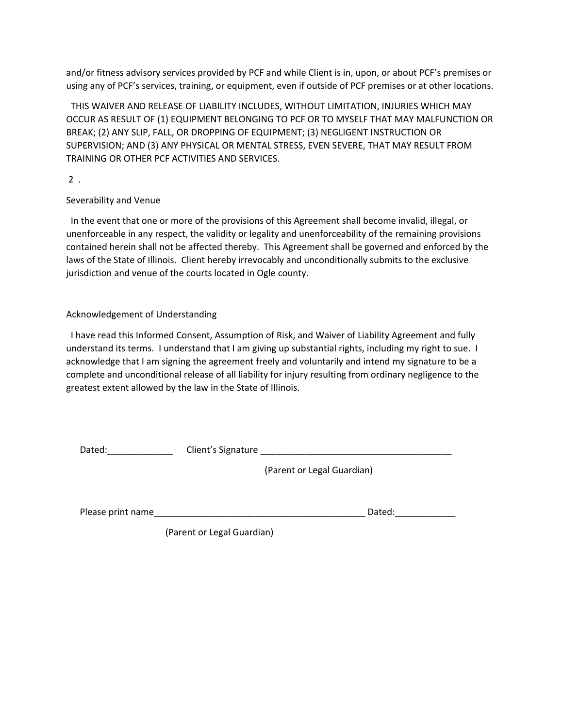and/or fitness advisory services provided by PCF and while Client is in, upon, or about PCF's premises or using any of PCF's services, training, or equipment, even if outside of PCF premises or at other locations.

THIS WAIVER AND RELEASE OF LIABILITY INCLUDES, WITHOUT LIMITATION, INJURIES WHICH MAY OCCUR AS RESULT OF (1) EQUIPMENT BELONGING TO PCF OR TO MYSELF THAT MAY MALFUNCTION OR BREAK; (2) ANY SLIP, FALL, OR DROPPING OF EQUIPMENT; (3) NEGLIGENT INSTRUCTION OR SUPERVISION; AND (3) ANY PHYSICAL OR MENTAL STRESS, EVEN SEVERE, THAT MAY RESULT FROM TRAINING OR OTHER PCF ACTIVITIES AND SERVICES.

2 .

Severability and Venue

In the event that one or more of the provisions of this Agreement shall become invalid, illegal, or unenforceable in any respect, the validity or legality and unenforceability of the remaining provisions contained herein shall not be affected thereby. This Agreement shall be governed and enforced by the laws of the State of Illinois. Client hereby irrevocably and unconditionally submits to the exclusive jurisdiction and venue of the courts located in Ogle county.

Acknowledgement of Understanding

I have read this Informed Consent, Assumption of Risk, and Waiver of Liability Agreement and fully understand its terms. I understand that I am giving up substantial rights, including my right to sue. I acknowledge that I am signing the agreement freely and voluntarily and intend my signature to be a complete and unconditional release of all liability for injury resulting from ordinary negligence to the greatest extent allowed by the law in the State of Illinois.

Dated:_____________ Client's Signature ______________________________________

(Parent or Legal Guardian)

Please print name__________________________________________ Dated:____________

(Parent or Legal Guardian)